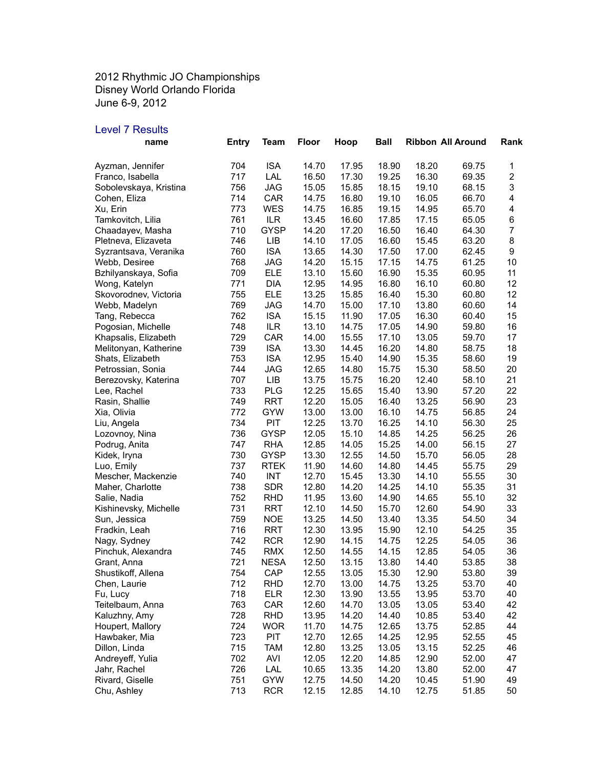2012 Rhythmic JO Championships
Disney World Orlando Florida
June 6-9, 2012

## Level 7 Results

| name | Entry | Team | Floor | Hoop | Ball | Ribbon | All Around | Rank |
|---|---|---|---|---|---|---|---|---|
| Ayzman, Jennifer | 704 | ISA | 14.70 | 17.95 | 18.90 | 18.20 | 69.75 | 1 |
| Franco, Isabella | 717 | LAL | 16.50 | 17.30 | 19.25 | 16.30 | 69.35 | 2 |
| Sobolevskaya, Kristina | 756 | JAG | 15.05 | 15.85 | 18.15 | 19.10 | 68.15 | 3 |
| Cohen, Eliza | 714 | CAR | 14.75 | 16.80 | 19.10 | 16.05 | 66.70 | 4 |
| Xu, Erin | 773 | WES | 14.75 | 16.85 | 19.15 | 14.95 | 65.70 | 4 |
| Tamkovitch, Lilia | 761 | ILR | 13.45 | 16.60 | 17.85 | 17.15 | 65.05 | 6 |
| Chaadayev, Masha | 710 | GYSP | 14.20 | 17.20 | 16.50 | 16.40 | 64.30 | 7 |
| Pletneva, Elizaveta | 746 | LIB | 14.10 | 17.05 | 16.60 | 15.45 | 63.20 | 8 |
| Syzrantsava, Veranika | 760 | ISA | 13.65 | 14.30 | 17.50 | 17.00 | 62.45 | 9 |
| Webb, Desiree | 768 | JAG | 14.20 | 15.15 | 17.15 | 14.75 | 61.25 | 10 |
| Bzhilyanskaya, Sofia | 709 | ELE | 13.10 | 15.60 | 16.90 | 15.35 | 60.95 | 11 |
| Wong, Katelyn | 771 | DIA | 12.95 | 14.95 | 16.80 | 16.10 | 60.80 | 12 |
| Skovorodnev, Victoria | 755 | ELE | 13.25 | 15.85 | 16.40 | 15.30 | 60.80 | 12 |
| Webb, Madelyn | 769 | JAG | 14.70 | 15.00 | 17.10 | 13.80 | 60.60 | 14 |
| Tang, Rebecca | 762 | ISA | 15.15 | 11.90 | 17.05 | 16.30 | 60.40 | 15 |
| Pogosian, Michelle | 748 | ILR | 13.10 | 14.75 | 17.05 | 14.90 | 59.80 | 16 |
| Khapsalis, Elizabeth | 729 | CAR | 14.00 | 15.55 | 17.10 | 13.05 | 59.70 | 17 |
| Melitonyan, Katherine | 739 | ISA | 13.30 | 14.45 | 16.20 | 14.80 | 58.75 | 18 |
| Shats, Elizabeth | 753 | ISA | 12.95 | 15.40 | 14.90 | 15.35 | 58.60 | 19 |
| Petrossian, Sonia | 744 | JAG | 12.65 | 14.80 | 15.75 | 15.30 | 58.50 | 20 |
| Berezovsky, Katerina | 707 | LIB | 13.75 | 15.75 | 16.20 | 12.40 | 58.10 | 21 |
| Lee, Rachel | 733 | PLG | 12.25 | 15.65 | 15.40 | 13.90 | 57.20 | 22 |
| Rasin, Shallie | 749 | RRT | 12.20 | 15.05 | 16.40 | 13.25 | 56.90 | 23 |
| Xia, Olivia | 772 | GYW | 13.00 | 13.00 | 16.10 | 14.75 | 56.85 | 24 |
| Liu, Angela | 734 | PIT | 12.25 | 13.70 | 16.25 | 14.10 | 56.30 | 25 |
| Lozovnoy, Nina | 736 | GYSP | 12.05 | 15.10 | 14.85 | 14.25 | 56.25 | 26 |
| Podrug, Anita | 747 | RHA | 12.85 | 14.05 | 15.25 | 14.00 | 56.15 | 27 |
| Kidek, Iryna | 730 | GYSP | 13.30 | 12.55 | 14.50 | 15.70 | 56.05 | 28 |
| Luo, Emily | 737 | RTEK | 11.90 | 14.60 | 14.80 | 14.45 | 55.75 | 29 |
| Mescher, Mackenzie | 740 | INT | 12.70 | 15.45 | 13.30 | 14.10 | 55.55 | 30 |
| Maher, Charlotte | 738 | SDR | 12.80 | 14.20 | 14.25 | 14.10 | 55.35 | 31 |
| Salie, Nadia | 752 | RHD | 11.95 | 13.60 | 14.90 | 14.65 | 55.10 | 32 |
| Kishinevsky, Michelle | 731 | RRT | 12.10 | 14.50 | 15.70 | 12.60 | 54.90 | 33 |
| Sun, Jessica | 759 | NOE | 13.25 | 14.50 | 13.40 | 13.35 | 54.50 | 34 |
| Fradkin, Leah | 716 | RRT | 12.30 | 13.95 | 15.90 | 12.10 | 54.25 | 35 |
| Nagy, Sydney | 742 | RCR | 12.90 | 14.15 | 14.75 | 12.25 | 54.05 | 36 |
| Pinchuk, Alexandra | 745 | RMX | 12.50 | 14.55 | 14.15 | 12.85 | 54.05 | 36 |
| Grant, Anna | 721 | NESA | 12.50 | 13.15 | 13.80 | 14.40 | 53.85 | 38 |
| Shustikoff, Allena | 754 | CAP | 12.55 | 13.05 | 15.30 | 12.90 | 53.80 | 39 |
| Chen, Laurie | 712 | RHD | 12.70 | 13.00 | 14.75 | 13.25 | 53.70 | 40 |
| Fu, Lucy | 718 | ELR | 12.30 | 13.90 | 13.55 | 13.95 | 53.70 | 40 |
| Teitelbaum, Anna | 763 | CAR | 12.60 | 14.70 | 13.05 | 13.05 | 53.40 | 42 |
| Kaluzhny, Amy | 728 | RHD | 13.95 | 14.20 | 14.40 | 10.85 | 53.40 | 42 |
| Houpert, Mallory | 724 | WOR | 11.70 | 14.75 | 12.65 | 13.75 | 52.85 | 44 |
| Hawbaker, Mia | 723 | PIT | 12.70 | 12.65 | 14.25 | 12.95 | 52.55 | 45 |
| Dillon, Linda | 715 | TAM | 12.80 | 13.25 | 13.05 | 13.15 | 52.25 | 46 |
| Andreyeff, Yulia | 702 | AVI | 12.05 | 12.20 | 14.85 | 12.90 | 52.00 | 47 |
| Jahr, Rachel | 726 | LAL | 10.65 | 13.35 | 14.20 | 13.80 | 52.00 | 47 |
| Rivard, Giselle | 751 | GYW | 12.75 | 14.50 | 14.20 | 10.45 | 51.90 | 49 |
| Chu, Ashley | 713 | RCR | 12.15 | 12.85 | 14.10 | 12.75 | 51.85 | 50 |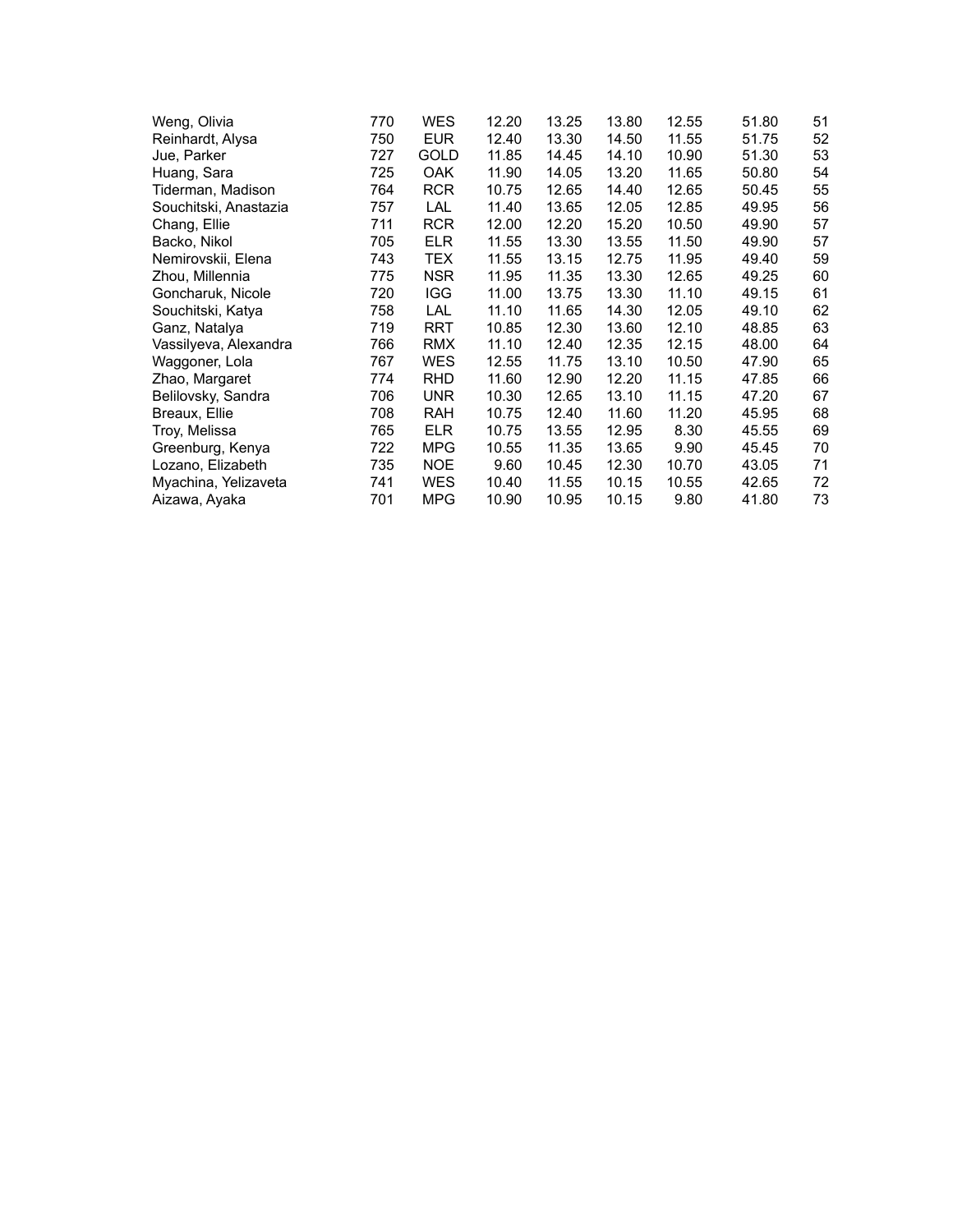| | | | | | | | | |
|---|---|---|---|---|---|---|---|---|
| Weng, Olivia | 770 | WES | 12.20 | 13.25 | 13.80 | 12.55 | 51.80 | 51 |
| Reinhardt, Alysa | 750 | EUR | 12.40 | 13.30 | 14.50 | 11.55 | 51.75 | 52 |
| Jue, Parker | 727 | GOLD | 11.85 | 14.45 | 14.10 | 10.90 | 51.30 | 53 |
| Huang, Sara | 725 | OAK | 11.90 | 14.05 | 13.20 | 11.65 | 50.80 | 54 |
| Tiderman, Madison | 764 | RCR | 10.75 | 12.65 | 14.40 | 12.65 | 50.45 | 55 |
| Souchitski, Anastazia | 757 | LAL | 11.40 | 13.65 | 12.05 | 12.85 | 49.95 | 56 |
| Chang, Ellie | 711 | RCR | 12.00 | 12.20 | 15.20 | 10.50 | 49.90 | 57 |
| Backo, Nikol | 705 | ELR | 11.55 | 13.30 | 13.55 | 11.50 | 49.90 | 57 |
| Nemirovskii, Elena | 743 | TEX | 11.55 | 13.15 | 12.75 | 11.95 | 49.40 | 59 |
| Zhou, Millennia | 775 | NSR | 11.95 | 11.35 | 13.30 | 12.65 | 49.25 | 60 |
| Goncharuk, Nicole | 720 | IGG | 11.00 | 13.75 | 13.30 | 11.10 | 49.15 | 61 |
| Souchitski, Katya | 758 | LAL | 11.10 | 11.65 | 14.30 | 12.05 | 49.10 | 62 |
| Ganz, Natalya | 719 | RRT | 10.85 | 12.30 | 13.60 | 12.10 | 48.85 | 63 |
| Vassilyeva, Alexandra | 766 | RMX | 11.10 | 12.40 | 12.35 | 12.15 | 48.00 | 64 |
| Waggoner, Lola | 767 | WES | 12.55 | 11.75 | 13.10 | 10.50 | 47.90 | 65 |
| Zhao, Margaret | 774 | RHD | 11.60 | 12.90 | 12.20 | 11.15 | 47.85 | 66 |
| Belilovsky, Sandra | 706 | UNR | 10.30 | 12.65 | 13.10 | 11.15 | 47.20 | 67 |
| Breaux, Ellie | 708 | RAH | 10.75 | 12.40 | 11.60 | 11.20 | 45.95 | 68 |
| Troy, Melissa | 765 | ELR | 10.75 | 13.55 | 12.95 | 8.30 | 45.55 | 69 |
| Greenburg, Kenya | 722 | MPG | 10.55 | 11.35 | 13.65 | 9.90 | 45.45 | 70 |
| Lozano, Elizabeth | 735 | NOE | 9.60 | 10.45 | 12.30 | 10.70 | 43.05 | 71 |
| Myachina, Yelizaveta | 741 | WES | 10.40 | 11.55 | 10.15 | 10.55 | 42.65 | 72 |
| Aizawa, Ayaka | 701 | MPG | 10.90 | 10.95 | 10.15 | 9.80 | 41.80 | 73 |